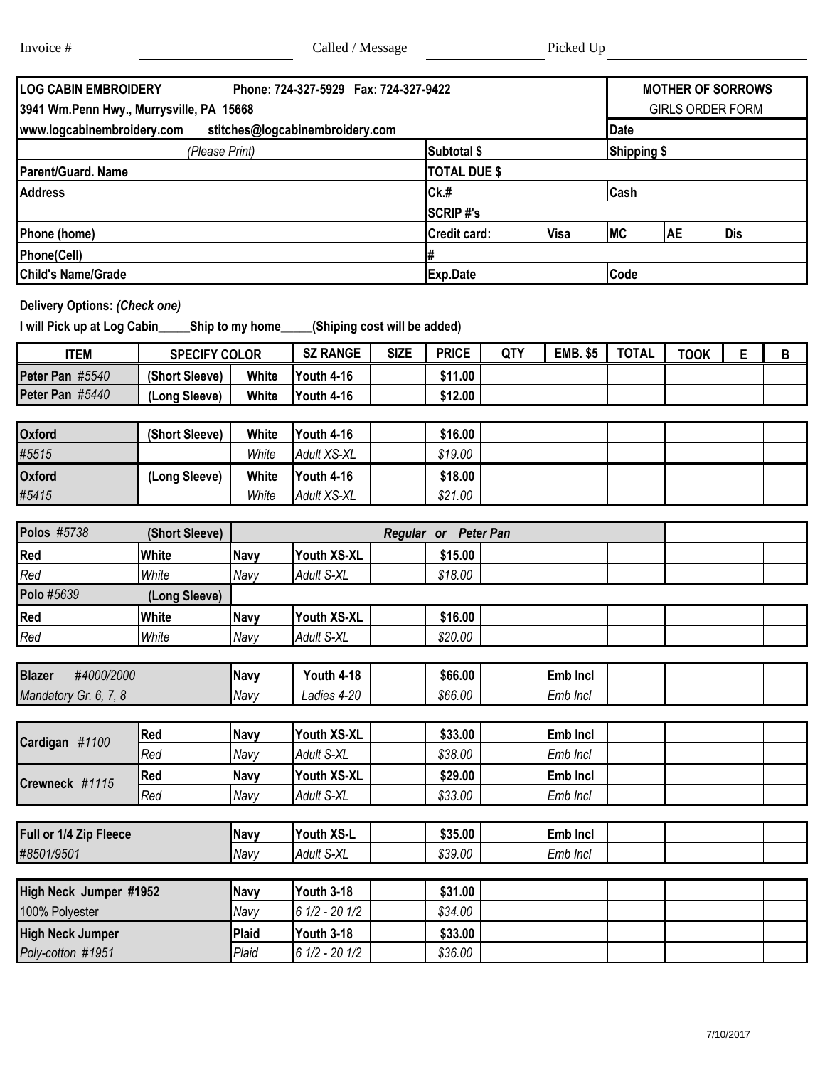Invoice # ____________ Called / Message ____________ Picked Up ____________

| **LOG CABIN EMBROIDERY** Phone: 724-327-5929 Fax: 724-327-9422 | | | | | **MOTHER OF SORROWS** |
|---|---|---|---|---|---|
| **3941 Wm.Penn Hwy., Murrysville, PA 15668** | | | | | GIRLS ORDER FORM |
| **www.logcabinembroidery.com stitches@logcabinembroidery.com** | | | | | **Date** |
| *(Please Print)* | **Subtotal $** | | **Shipping $** | | |
| **Parent/Guard. Name** | **TOTAL DUE $** | | | | |
| **Address** | **Ck.#** | | **Cash** | | |
| | **SCRIP #'s** | | | | |
| **Phone (home)** | **Credit card:** | **Visa** | **MC** | **AE** | **Dis** |
| **Phone(Cell)** | **#** | | | | |
| **Child's Name/Grade** | **Exp.Date** | | **Code** | | |

**Delivery Options:** ***(Check one)***

**I will Pick up at Log Cabin_____Ship to my home_____(Shiping cost will be added)**

| ITEM | SPECIFY COLOR | | SZ RANGE | SIZE | PRICE | QTY | EMB. $5 | TOTAL | TOOK | E | B |
|---|---|---|---|---|---|---|---|---|---|---|---|
| **Peter Pan** *#5540* | **(Short Sleeve)** | **White** | **Youth 4-16** | | **$11.00** | | | | | | |
| **Peter Pan** *#5440* | **(Long Sleeve)** | **White** | **Youth 4-16** | | **$12.00** | | | | | | |
| **Oxford** | **(Short Sleeve)** | **White** | **Youth 4-16** | | **$16.00** | | | | | | |
| *#5515* | | *White* | *Adult XS-XL* | | *$19.00* | | | | | | |
| **Oxford** | **(Long Sleeve)** | **White** | **Youth 4-16** | | **$18.00** | | | | | | |
| *#5415* | | *White* | *Adult XS-XL* | | *$21.00* | | | | | | |
| **Polos** *#5738* | **(Short Sleeve)** | ***Regular or Peter Pan*** | | | | | | | | | |
| **Red** | **White** | **Navy** | **Youth XS-XL** | | **$15.00** | | | | | | |
| *Red* | *White* | *Navy* | *Adult S-XL* | | *$18.00* | | | | | | |
| **Polo** *#5639* | **(Long Sleeve)** | | | | | | | | | | |
| **Red** | **White** | **Navy** | **Youth XS-XL** | | **$16.00** | | | | | | |
| *Red* | *White* | *Navy* | *Adult S-XL* | | *$20.00* | | | | | | |
| **Blazer** *#4000/2000* | | **Navy** | **Youth 4-18** | | **$66.00** | | **Emb Incl** | | | | |
| *Mandatory Gr. 6, 7, 8* | | *Navy* | *Ladies 4-20* | | *$66.00* | | *Emb Incl* | | | | |
| **Cardigan** *#1100* | **Red** | **Navy** | **Youth XS-XL** | | **$33.00** | | **Emb Incl** | | | | |
| | *Red* | *Navy* | *Adult S-XL* | | *$38.00* | | *Emb Incl* | | | | |
| **Crewneck** *#1115* | **Red** | **Navy** | **Youth XS-XL** | | **$29.00** | | **Emb Incl** | | | | |
| | *Red* | *Navy* | *Adult S-XL* | | *$33.00* | | *Emb Incl* | | | | |
| **Full or 1/4 Zip Fleece** | | **Navy** | **Youth XS-L** | | **$35.00** | | **Emb Incl** | | | | |
| *#8501/9501* | | *Navy* | *Adult S-XL* | | *$39.00* | | *Emb Incl* | | | | |
| **High Neck Jumper #1952** | | **Navy** | **Youth 3-18** | | **$31.00** | | | | | | |
| 100% Polyester | | *Navy* | *6 1/2 - 20 1/2* | | *$34.00* | | | | | | |
| **High Neck Jumper** | | **Plaid** | **Youth 3-18** | | **$33.00** | | | | | | |
| *Poly-cotton #1951* | | *Plaid* | *6 1/2 - 20 1/2* | | *$36.00* | | | | | | |

7/10/2017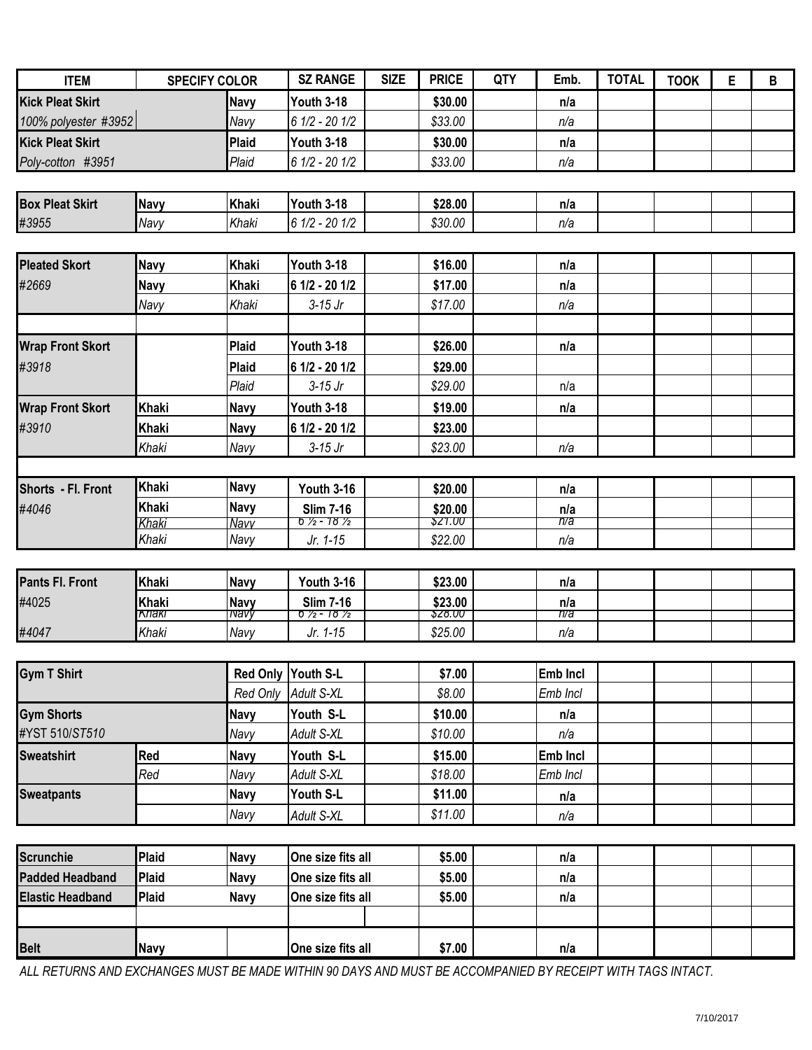| ITEM | SPECIFY COLOR | | SZ RANGE | SIZE | PRICE | QTY | Emb. | TOTAL | TOOK | E | B |
|---|---|---|---|---|---|---|---|---|---|---|---|
| **Kick Pleat Skirt** | | **Navy** | **Youth 3-18** | | **$30.00** | | **n/a** | | | | |
| *100% polyester #3952* | | *Navy* | *6 1/2 - 20 1/2* | | *$33.00* | | *n/a* | | | | |
| **Kick Pleat Skirt** | | **Plaid** | **Youth 3-18** | | **$30.00** | | **n/a** | | | | |
| *Poly-cotton #3951* | | *Plaid* | *6 1/2 - 20 1/2* | | *$33.00* | | *n/a* | | | | |
| | | | | | | | | | | | |
| **Box Pleat Skirt** | **Navy** | **Khaki** | **Youth 3-18** | | **$28.00** | | **n/a** | | | | |
| *#3955* | *Navy* | *Khaki* | *6 1/2 - 20 1/2* | | *$30.00* | | *n/a* | | | | |
| | | | | | | | | | | | |
| **Pleated Skort** | **Navy** | **Khaki** | **Youth 3-18** | | **$16.00** | | **n/a** | | | | |
| *#2669* | **Navy** | **Khaki** | **6 1/2 - 20 1/2** | | **$17.00** | | **n/a** | | | | |
| | *Navy* | *Khaki* | *3-15 Jr* | | *$17.00* | | *n/a* | | | | |
| | | | | | | | | | | | |
| **Wrap Front Skort** | | **Plaid** | **Youth 3-18** | | **$26.00** | | **n/a** | | | | |
| *#3918* | | **Plaid** | **6 1/2 - 20 1/2** | | **$29.00** | | | | | | |
| | | *Plaid* | *3-15 Jr* | | *$29.00* | | *n/a* | | | | |
| **Wrap Front Skort** | **Khaki** | **Navy** | **Youth 3-18** | | **$19.00** | | **n/a** | | | | |
| *#3910* | **Khaki** | **Navy** | **6 1/2 - 20 1/2** | | **$23.00** | | | | | | |
| | *Khaki* | *Navy* | *3-15 Jr* | | *$23.00* | | *n/a* | | | | |
| | | | | | | | | | | | |
| **Shorts - Fl. Front** | **Khaki** | **Navy** | **Youth 3-16** | | **$20.00** | | **n/a** | | | | |
| *#4046* | **Khaki** | **Navy** | **Slim 7-16** | | **$20.00** | | **n/a** | | | | |
| | *Khaki* | *Navy* | *6 ½ - 18 ½* | | *$21.00* | | *n/a* | | | | |
| | *Khaki* | *Navy* | *Jr. 1-15* | | *$22.00* | | *n/a* | | | | |
| | | | | | | | | | | | |
| **Pants Fl. Front** | **Khaki** | **Navy** | **Youth 3-16** | | **$23.00** | | **n/a** | | | | |
| #4025 | **Khaki** | **Navy** | **Slim 7-16** | | **$23.00** | | **n/a** | | | | |
| | *Khaki* | *Navy* | *6 ½ - 18 ½* | | *$28.00* | | *n/a* | | | | |
| *#4047* | *Khaki* | *Navy* | *Jr. 1-15* | | *$25.00* | | *n/a* | | | | |
| | | | | | | | | | | | |
| **Gym T Shirt** | | **Red Only** | **Youth S-L** | | **$7.00** | | **Emb Incl** | | | | |
| | | *Red Only* | *Adult S-XL* | | *$8.00* | | *Emb Incl* | | | | |
| **Gym Shorts** | | **Navy** | **Youth S-L** | | **$10.00** | | **n/a** | | | | |
| #YST 510/*ST510* | | *Navy* | *Adult S-XL* | | *$10.00* | | *n/a* | | | | |
| **Sweatshirt** | **Red** | **Navy** | **Youth S-L** | | **$15.00** | | **Emb Incl** | | | | |
| | *Red* | *Navy* | *Adult S-XL* | | *$18.00* | | *Emb Incl* | | | | |
| **Sweatpants** | | **Navy** | **Youth S-L** | | **$11.00** | | **n/a** | | | | |
| | | *Navy* | *Adult S-XL* | | *$11.00* | | *n/a* | | | | |
| | | | | | | | | | | | |
| **Scrunchie** | **Plaid** | **Navy** | **One size fits all** | | **$5.00** | | **n/a** | | | | |
| **Padded Headband** | **Plaid** | **Navy** | **One size fits all** | | **$5.00** | | **n/a** | | | | |
| **Elastic Headband** | **Plaid** | **Navy** | **One size fits all** | | **$5.00** | | **n/a** | | | | |
| | | | | | | | | | | | |
| **Belt** | **Navy** | | **One size fits all** | | **$7.00** | | **n/a** | | | | |

*ALL RETURNS AND EXCHANGES MUST BE MADE WITHIN 90 DAYS AND MUST BE ACCOMPANIED BY RECEIPT WITH TAGS INTACT.*

7/10/2017